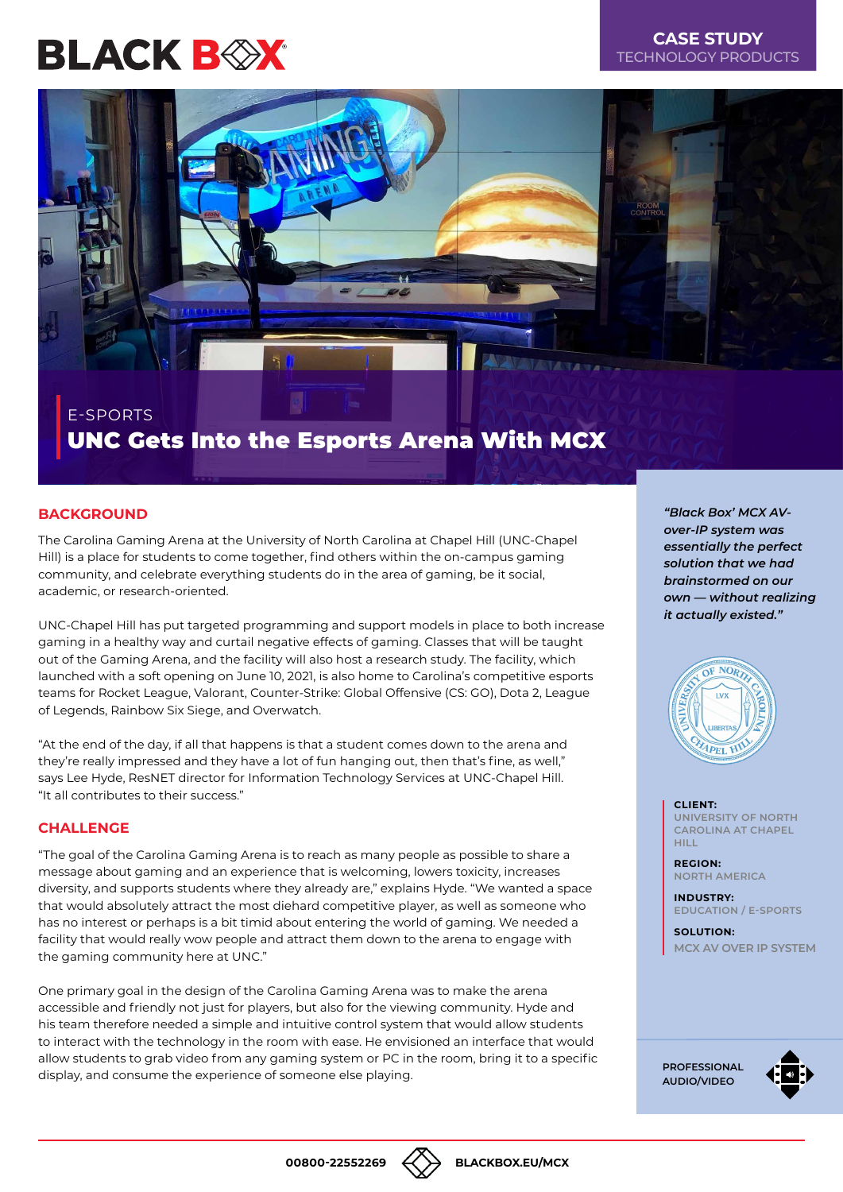BLACK BOX

**CASE STUDY**
TECHNOLOGY PRODUCTS

E-SPORTS

# UNC Gets Into the Esports Arena With MCX

## BACKGROUND

The Carolina Gaming Arena at the University of North Carolina at Chapel Hill (UNC-Chapel Hill) is a place for students to come together, find others within the on-campus gaming community, and celebrate everything students do in the area of gaming, be it social, academic, or research-oriented.

UNC-Chapel Hill has put targeted programming and support models in place to both increase gaming in a healthy way and curtail negative effects of gaming. Classes that will be taught out of the Gaming Arena, and the facility will also host a research study. The facility, which launched with a soft opening on June 10, 2021, is also home to Carolina's competitive esports teams for Rocket League, Valorant, Counter-Strike: Global Offensive (CS: GO), Dota 2, League of Legends, Rainbow Six Siege, and Overwatch.

"At the end of the day, if all that happens is that a student comes down to the arena and they're really impressed and they have a lot of fun hanging out, then that's fine, as well," says Lee Hyde, ResNET director for Information Technology Services at UNC-Chapel Hill. "It all contributes to their success."

## CHALLENGE

"The goal of the Carolina Gaming Arena is to reach as many people as possible to share a message about gaming and an experience that is welcoming, lowers toxicity, increases diversity, and supports students where they already are," explains Hyde. "We wanted a space that would absolutely attract the most diehard competitive player, as well as someone who has no interest or perhaps is a bit timid about entering the world of gaming. We needed a facility that would really wow people and attract them down to the arena to engage with the gaming community here at UNC."

One primary goal in the design of the Carolina Gaming Arena was to make the arena accessible and friendly not just for players, but also for the viewing community. Hyde and his team therefore needed a simple and intuitive control system that would allow students to interact with the technology in the room with ease. He envisioned an interface that would allow students to grab video from any gaming system or PC in the room, bring it to a specific display, and consume the experience of someone else playing.

***"Black Box' MCX AV-over-IP system was essentially the perfect solution that we had brainstormed on our own — without realizing it actually existed."***

**CLIENT:**
UNIVERSITY OF NORTH CAROLINA AT CHAPEL HILL

**REGION:**
NORTH AMERICA

**INDUSTRY:**
EDUCATION / E-SPORTS

**SOLUTION:**
MCX AV OVER IP SYSTEM

PROFESSIONAL AUDIO/VIDEO

00800-22552269 BLACKBOX.EU/MCX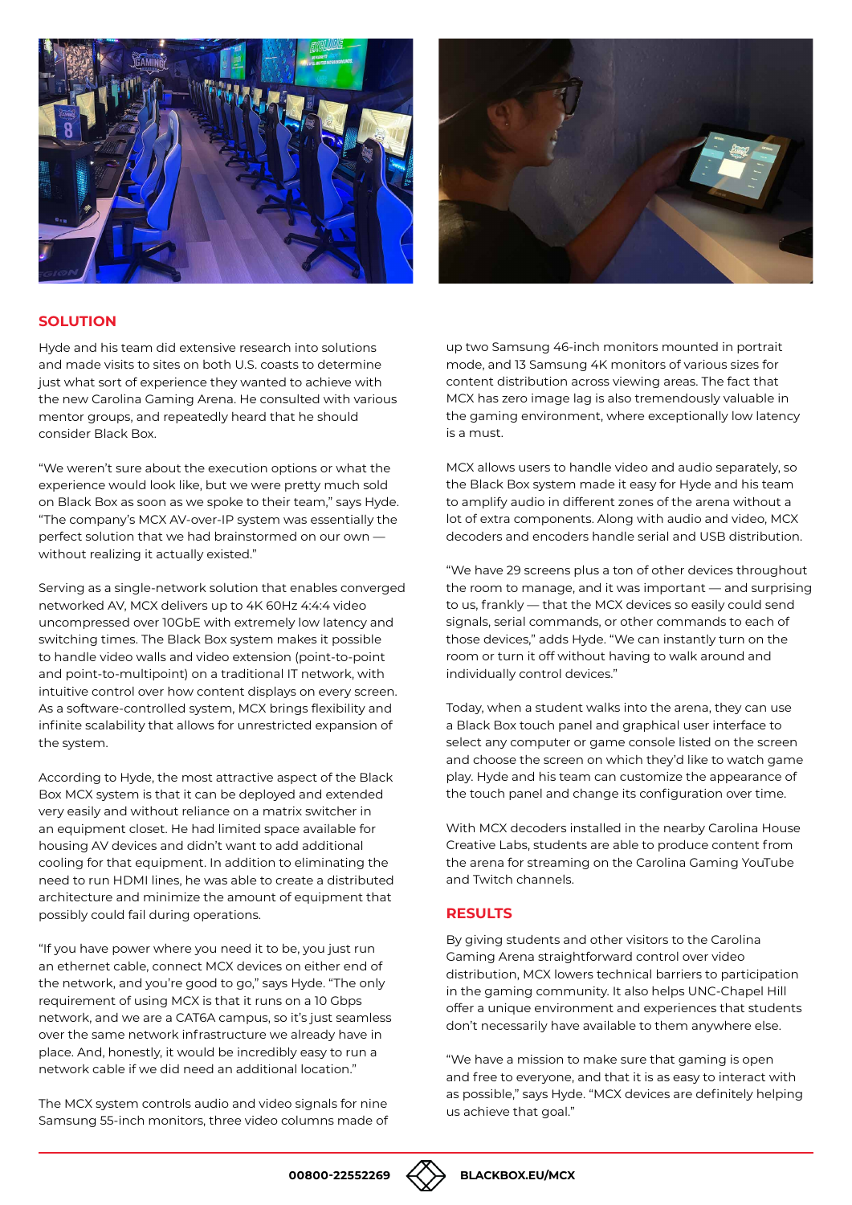## SOLUTION

Hyde and his team did extensive research into solutions and made visits to sites on both U.S. coasts to determine just what sort of experience they wanted to achieve with the new Carolina Gaming Arena. He consulted with various mentor groups, and repeatedly heard that he should consider Black Box.

"We weren't sure about the execution options or what the experience would look like, but we were pretty much sold on Black Box as soon as we spoke to their team," says Hyde. "The company's MCX AV-over-IP system was essentially the perfect solution that we had brainstormed on our own — without realizing it actually existed."

Serving as a single-network solution that enables converged networked AV, MCX delivers up to 4K 60Hz 4:4:4 video uncompressed over 10GbE with extremely low latency and switching times. The Black Box system makes it possible to handle video walls and video extension (point-to-point and point-to-multipoint) on a traditional IT network, with intuitive control over how content displays on every screen. As a software-controlled system, MCX brings flexibility and infinite scalability that allows for unrestricted expansion of the system.

According to Hyde, the most attractive aspect of the Black Box MCX system is that it can be deployed and extended very easily and without reliance on a matrix switcher in an equipment closet. He had limited space available for housing AV devices and didn't want to add additional cooling for that equipment. In addition to eliminating the need to run HDMI lines, he was able to create a distributed architecture and minimize the amount of equipment that possibly could fail during operations.

"If you have power where you need it to be, you just run an ethernet cable, connect MCX devices on either end of the network, and you're good to go," says Hyde. "The only requirement of using MCX is that it runs on a 10 Gbps network, and we are a CAT6A campus, so it's just seamless over the same network infrastructure we already have in place. And, honestly, it would be incredibly easy to run a network cable if we did need an additional location."

The MCX system controls audio and video signals for nine Samsung 55-inch monitors, three video columns made of up two Samsung 46-inch monitors mounted in portrait mode, and 13 Samsung 4K monitors of various sizes for content distribution across viewing areas. The fact that MCX has zero image lag is also tremendously valuable in the gaming environment, where exceptionally low latency is a must.

MCX allows users to handle video and audio separately, so the Black Box system made it easy for Hyde and his team to amplify audio in different zones of the arena without a lot of extra components. Along with audio and video, MCX decoders and encoders handle serial and USB distribution.

"We have 29 screens plus a ton of other devices throughout the room to manage, and it was important — and surprising to us, frankly — that the MCX devices so easily could send signals, serial commands, or other commands to each of those devices," adds Hyde. "We can instantly turn on the room or turn it off without having to walk around and individually control devices."

Today, when a student walks into the arena, they can use a Black Box touch panel and graphical user interface to select any computer or game console listed on the screen and choose the screen on which they'd like to watch game play. Hyde and his team can customize the appearance of the touch panel and change its configuration over time.

With MCX decoders installed in the nearby Carolina House Creative Labs, students are able to produce content from the arena for streaming on the Carolina Gaming YouTube and Twitch channels.

## RESULTS

By giving students and other visitors to the Carolina Gaming Arena straightforward control over video distribution, MCX lowers technical barriers to participation in the gaming community. It also helps UNC-Chapel Hill offer a unique environment and experiences that students don't necessarily have available to them anywhere else.

"We have a mission to make sure that gaming is open and free to everyone, and that it is as easy to interact with as possible," says Hyde. "MCX devices are definitely helping us achieve that goal."

00800-22552269 BLACKBOX.EU/MCX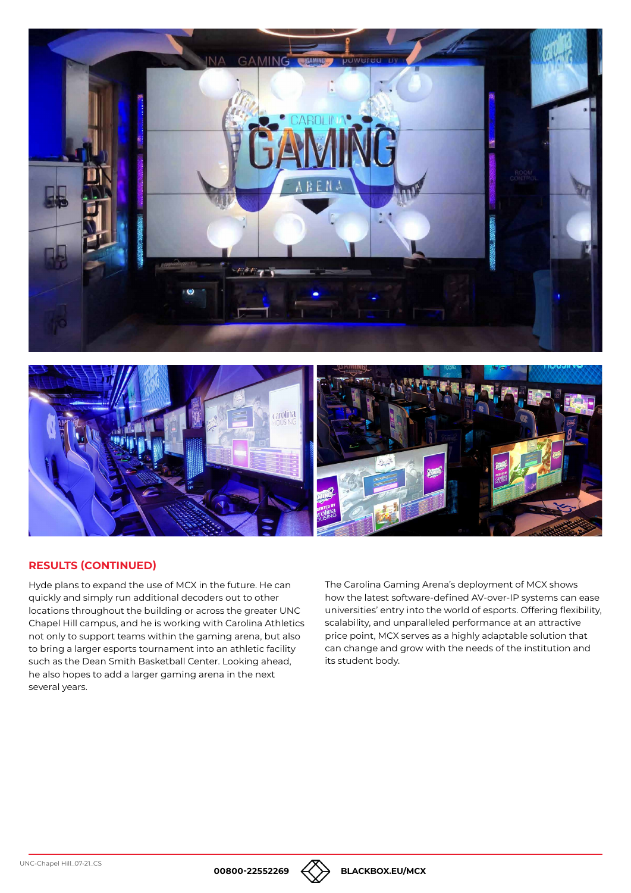## RESULTS (CONTINUED)

Hyde plans to expand the use of MCX in the future. He can quickly and simply run additional decoders out to other locations throughout the building or across the greater UNC Chapel Hill campus, and he is working with Carolina Athletics not only to support teams within the gaming arena, but also to bring a larger esports tournament into an athletic facility such as the Dean Smith Basketball Center. Looking ahead, he also hopes to add a larger gaming arena in the next several years.

The Carolina Gaming Arena's deployment of MCX shows how the latest software-defined AV-over-IP systems can ease universities' entry into the world of esports. Offering flexibility, scalability, and unparalleled performance at an attractive price point, MCX serves as a highly adaptable solution that can change and grow with the needs of the institution and its student body.

UNC-Chapel Hill_07-21_CS

**00800-22552269** **BLACKBOX.EU/MCX**